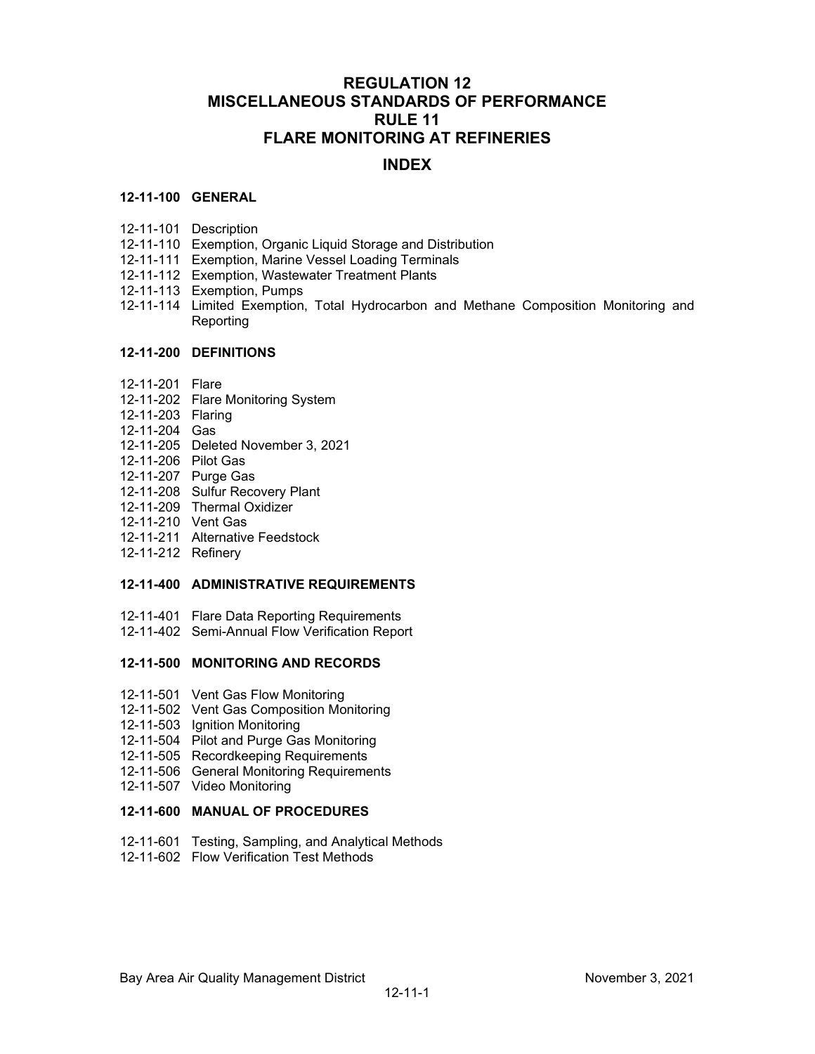# REGULATION 12
# MISCELLANEOUS STANDARDS OF PERFORMANCE
# RULE 11
# FLARE MONITORING AT REFINERIES

## INDEX

### 12-11-100 GENERAL

12-11-101 Description
12-11-110 Exemption, Organic Liquid Storage and Distribution
12-11-111 Exemption, Marine Vessel Loading Terminals
12-11-112 Exemption, Wastewater Treatment Plants
12-11-113 Exemption, Pumps
12-11-114 Limited Exemption, Total Hydrocarbon and Methane Composition Monitoring and Reporting

### 12-11-200 DEFINITIONS

12-11-201 Flare
12-11-202 Flare Monitoring System
12-11-203 Flaring
12-11-204 Gas
12-11-205 Deleted November 3, 2021
12-11-206 Pilot Gas
12-11-207 Purge Gas
12-11-208 Sulfur Recovery Plant
12-11-209 Thermal Oxidizer
12-11-210 Vent Gas
12-11-211 Alternative Feedstock
12-11-212 Refinery

### 12-11-400 ADMINISTRATIVE REQUIREMENTS

12-11-401 Flare Data Reporting Requirements
12-11-402 Semi-Annual Flow Verification Report

### 12-11-500 MONITORING AND RECORDS

12-11-501 Vent Gas Flow Monitoring
12-11-502 Vent Gas Composition Monitoring
12-11-503 Ignition Monitoring
12-11-504 Pilot and Purge Gas Monitoring
12-11-505 Recordkeeping Requirements
12-11-506 General Monitoring Requirements
12-11-507 Video Monitoring

### 12-11-600 MANUAL OF PROCEDURES

12-11-601 Testing, Sampling, and Analytical Methods
12-11-602 Flow Verification Test Methods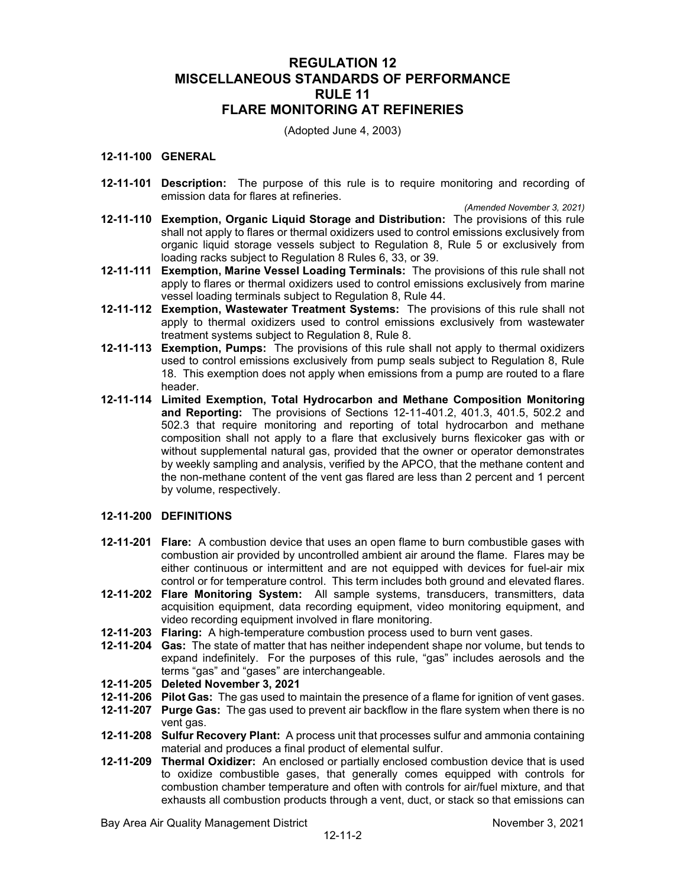# REGULATION 12
# MISCELLANEOUS STANDARDS OF PERFORMANCE
# RULE 11
# FLARE MONITORING AT REFINERIES

(Adopted June 4, 2003)

## 12-11-100 GENERAL

**12-11-101 Description:** The purpose of this rule is to require monitoring and recording of emission data for flares at refineries.

*(Amended November 3, 2021)*

**12-11-110 Exemption, Organic Liquid Storage and Distribution:** The provisions of this rule shall not apply to flares or thermal oxidizers used to control emissions exclusively from organic liquid storage vessels subject to Regulation 8, Rule 5 or exclusively from loading racks subject to Regulation 8 Rules 6, 33, or 39.

**12-11-111 Exemption, Marine Vessel Loading Terminals:** The provisions of this rule shall not apply to flares or thermal oxidizers used to control emissions exclusively from marine vessel loading terminals subject to Regulation 8, Rule 44.

**12-11-112 Exemption, Wastewater Treatment Systems:** The provisions of this rule shall not apply to thermal oxidizers used to control emissions exclusively from wastewater treatment systems subject to Regulation 8, Rule 8.

**12-11-113 Exemption, Pumps:** The provisions of this rule shall not apply to thermal oxidizers used to control emissions exclusively from pump seals subject to Regulation 8, Rule 18. This exemption does not apply when emissions from a pump are routed to a flare header.

**12-11-114 Limited Exemption, Total Hydrocarbon and Methane Composition Monitoring and Reporting:** The provisions of Sections 12-11-401.2, 401.3, 401.5, 502.2 and 502.3 that require monitoring and reporting of total hydrocarbon and methane composition shall not apply to a flare that exclusively burns flexicoker gas with or without supplemental natural gas, provided that the owner or operator demonstrates by weekly sampling and analysis, verified by the APCO, that the methane content and the non-methane content of the vent gas flared are less than 2 percent and 1 percent by volume, respectively.

## 12-11-200 DEFINITIONS

**12-11-201 Flare:** A combustion device that uses an open flame to burn combustible gases with combustion air provided by uncontrolled ambient air around the flame. Flares may be either continuous or intermittent and are not equipped with devices for fuel-air mix control or for temperature control. This term includes both ground and elevated flares.

**12-11-202 Flare Monitoring System:** All sample systems, transducers, transmitters, data acquisition equipment, data recording equipment, video monitoring equipment, and video recording equipment involved in flare monitoring.

**12-11-203 Flaring:** A high-temperature combustion process used to burn vent gases.

**12-11-204 Gas:** The state of matter that has neither independent shape nor volume, but tends to expand indefinitely. For the purposes of this rule, "gas" includes aerosols and the terms "gas" and "gases" are interchangeable.

**12-11-205 Deleted November 3, 2021**

**12-11-206 Pilot Gas:** The gas used to maintain the presence of a flame for ignition of vent gases.

**12-11-207 Purge Gas:** The gas used to prevent air backflow in the flare system when there is no vent gas.

**12-11-208 Sulfur Recovery Plant:** A process unit that processes sulfur and ammonia containing material and produces a final product of elemental sulfur.

**12-11-209 Thermal Oxidizer:** An enclosed or partially enclosed combustion device that is used to oxidize combustible gases, that generally comes equipped with controls for combustion chamber temperature and often with controls for air/fuel mixture, and that exhausts all combustion products through a vent, duct, or stack so that emissions can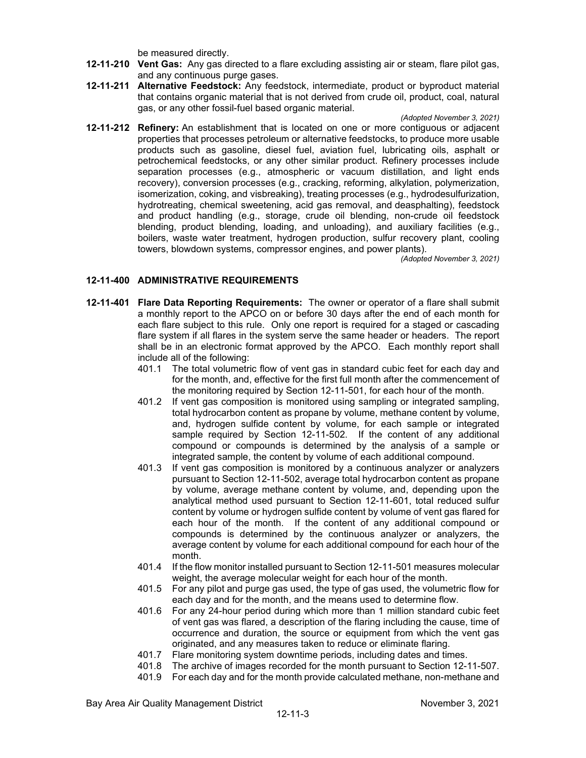be measured directly.

**12-11-210 Vent Gas:** Any gas directed to a flare excluding assisting air or steam, flare pilot gas, and any continuous purge gases.

**12-11-211 Alternative Feedstock:** Any feedstock, intermediate, product or byproduct material that contains organic material that is not derived from crude oil, product, coal, natural gas, or any other fossil-fuel based organic material.

*(Adopted November 3, 2021)*

**12-11-212 Refinery:** An establishment that is located on one or more contiguous or adjacent properties that processes petroleum or alternative feedstocks, to produce more usable products such as gasoline, diesel fuel, aviation fuel, lubricating oils, asphalt or petrochemical feedstocks, or any other similar product. Refinery processes include separation processes (e.g., atmospheric or vacuum distillation, and light ends recovery), conversion processes (e.g., cracking, reforming, alkylation, polymerization, isomerization, coking, and visbreaking), treating processes (e.g., hydrodesulfurization, hydrotreating, chemical sweetening, acid gas removal, and deasphalting), feedstock and product handling (e.g., storage, crude oil blending, non-crude oil feedstock blending, product blending, loading, and unloading), and auxiliary facilities (e.g., boilers, waste water treatment, hydrogen production, sulfur recovery plant, cooling towers, blowdown systems, compressor engines, and power plants).

*(Adopted November 3, 2021)*

## 12-11-400 ADMINISTRATIVE REQUIREMENTS

**12-11-401 Flare Data Reporting Requirements:** The owner or operator of a flare shall submit a monthly report to the APCO on or before 30 days after the end of each month for each flare subject to this rule. Only one report is required for a staged or cascading flare system if all flares in the system serve the same header or headers. The report shall be in an electronic format approved by the APCO. Each monthly report shall include all of the following:

401.1 The total volumetric flow of vent gas in standard cubic feet for each day and for the month, and, effective for the first full month after the commencement of the monitoring required by Section 12-11-501, for each hour of the month.

401.2 If vent gas composition is monitored using sampling or integrated sampling, total hydrocarbon content as propane by volume, methane content by volume, and, hydrogen sulfide content by volume, for each sample or integrated sample required by Section 12-11-502. If the content of any additional compound or compounds is determined by the analysis of a sample or integrated sample, the content by volume of each additional compound.

401.3 If vent gas composition is monitored by a continuous analyzer or analyzers pursuant to Section 12-11-502, average total hydrocarbon content as propane by volume, average methane content by volume, and, depending upon the analytical method used pursuant to Section 12-11-601, total reduced sulfur content by volume or hydrogen sulfide content by volume of vent gas flared for each hour of the month. If the content of any additional compound or compounds is determined by the continuous analyzer or analyzers, the average content by volume for each additional compound for each hour of the month.

401.4 If the flow monitor installed pursuant to Section 12-11-501 measures molecular weight, the average molecular weight for each hour of the month.

401.5 For any pilot and purge gas used, the type of gas used, the volumetric flow for each day and for the month, and the means used to determine flow.

401.6 For any 24-hour period during which more than 1 million standard cubic feet of vent gas was flared, a description of the flaring including the cause, time of occurrence and duration, the source or equipment from which the vent gas originated, and any measures taken to reduce or eliminate flaring.

401.7 Flare monitoring system downtime periods, including dates and times.

401.8 The archive of images recorded for the month pursuant to Section 12-11-507.

401.9 For each day and for the month provide calculated methane, non-methane and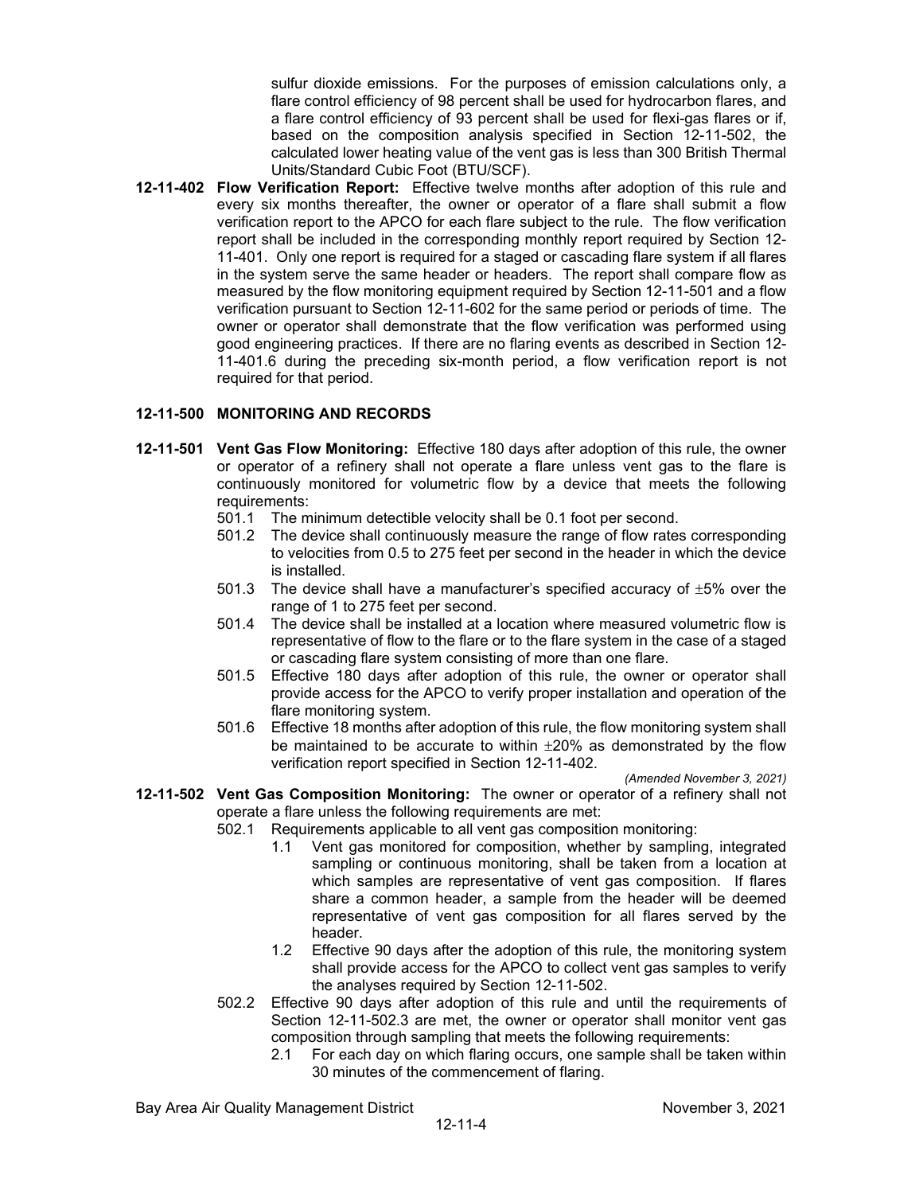sulfur dioxide emissions. For the purposes of emission calculations only, a flare control efficiency of 98 percent shall be used for hydrocarbon flares, and a flare control efficiency of 93 percent shall be used for flexi-gas flares or if, based on the composition analysis specified in Section 12-11-502, the calculated lower heating value of the vent gas is less than 300 British Thermal Units/Standard Cubic Foot (BTU/SCF).

**12-11-402 Flow Verification Report:** Effective twelve months after adoption of this rule and every six months thereafter, the owner or operator of a flare shall submit a flow verification report to the APCO for each flare subject to the rule. The flow verification report shall be included in the corresponding monthly report required by Section 12-11-401. Only one report is required for a staged or cascading flare system if all flares in the system serve the same header or headers. The report shall compare flow as measured by the flow monitoring equipment required by Section 12-11-501 and a flow verification pursuant to Section 12-11-602 for the same period or periods of time. The owner or operator shall demonstrate that the flow verification was performed using good engineering practices. If there are no flaring events as described in Section 12-11-401.6 during the preceding six-month period, a flow verification report is not required for that period.

## 12-11-500 MONITORING AND RECORDS

**12-11-501 Vent Gas Flow Monitoring:** Effective 180 days after adoption of this rule, the owner or operator of a refinery shall not operate a flare unless vent gas to the flare is continuously monitored for volumetric flow by a device that meets the following requirements:

501.1 The minimum detectible velocity shall be 0.1 foot per second.

501.2 The device shall continuously measure the range of flow rates corresponding to velocities from 0.5 to 275 feet per second in the header in which the device is installed.

501.3 The device shall have a manufacturer's specified accuracy of $\pm$5% over the range of 1 to 275 feet per second.

501.4 The device shall be installed at a location where measured volumetric flow is representative of flow to the flare or to the flare system in the case of a staged or cascading flare system consisting of more than one flare.

501.5 Effective 180 days after adoption of this rule, the owner or operator shall provide access for the APCO to verify proper installation and operation of the flare monitoring system.

501.6 Effective 18 months after adoption of this rule, the flow monitoring system shall be maintained to be accurate to within $\pm$20% as demonstrated by the flow verification report specified in Section 12-11-402.

*(Amended November 3, 2021)*

**12-11-502 Vent Gas Composition Monitoring:** The owner or operator of a refinery shall not operate a flare unless the following requirements are met:

502.1 Requirements applicable to all vent gas composition monitoring:

1.1 Vent gas monitored for composition, whether by sampling, integrated sampling or continuous monitoring, shall be taken from a location at which samples are representative of vent gas composition. If flares share a common header, a sample from the header will be deemed representative of vent gas composition for all flares served by the header.

1.2 Effective 90 days after the adoption of this rule, the monitoring system shall provide access for the APCO to collect vent gas samples to verify the analyses required by Section 12-11-502.

502.2 Effective 90 days after adoption of this rule and until the requirements of Section 12-11-502.3 are met, the owner or operator shall monitor vent gas composition through sampling that meets the following requirements:

2.1 For each day on which flaring occurs, one sample shall be taken within 30 minutes of the commencement of flaring.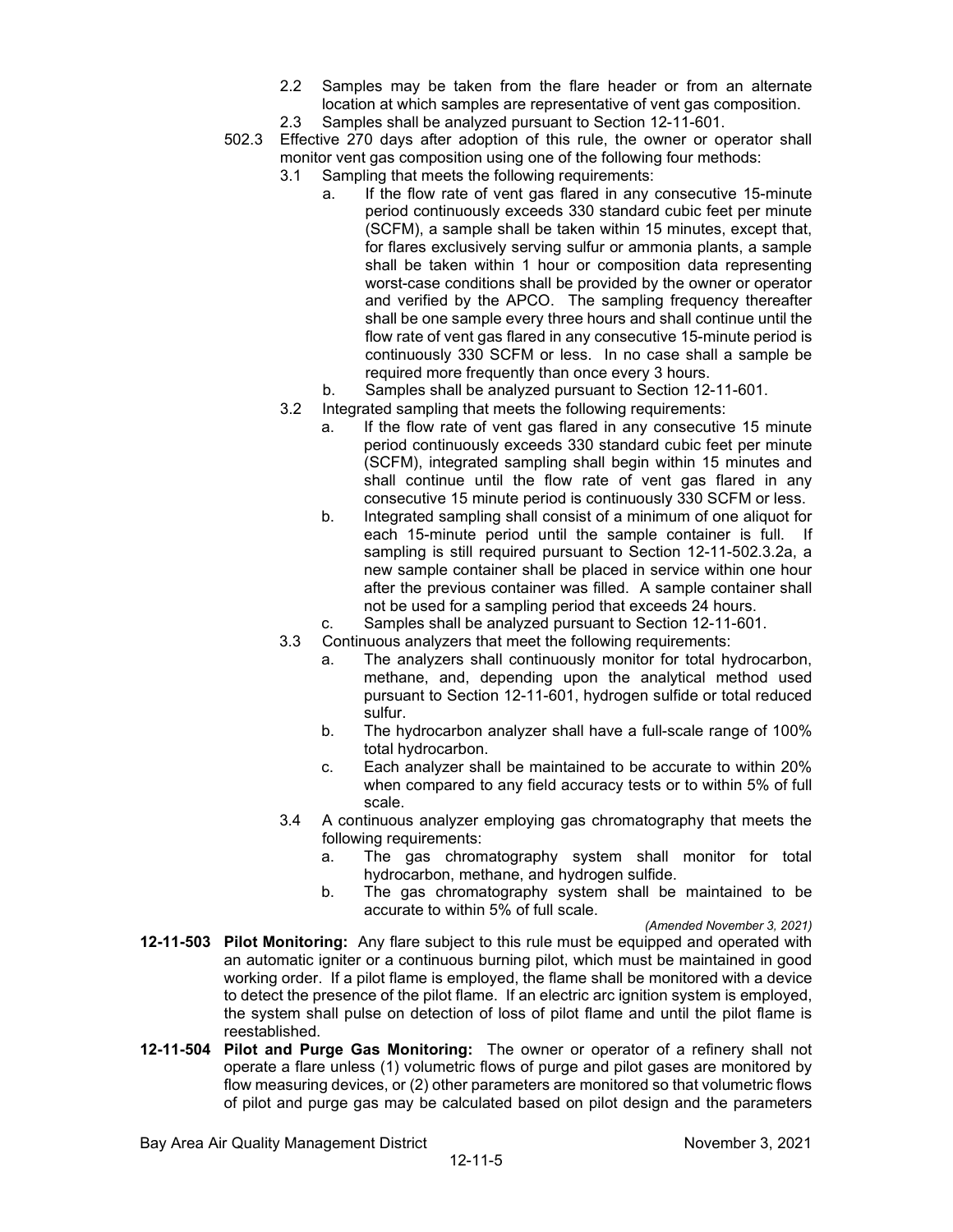- 2.2 Samples may be taken from the flare header or from an alternate location at which samples are representative of vent gas composition.
- 2.3 Samples shall be analyzed pursuant to Section 12-11-601.

502.3 Effective 270 days after adoption of this rule, the owner or operator shall monitor vent gas composition using one of the following four methods:

- 3.1 Sampling that meets the following requirements:
  - a. If the flow rate of vent gas flared in any consecutive 15-minute period continuously exceeds 330 standard cubic feet per minute (SCFM), a sample shall be taken within 15 minutes, except that, for flares exclusively serving sulfur or ammonia plants, a sample shall be taken within 1 hour or composition data representing worst-case conditions shall be provided by the owner or operator and verified by the APCO. The sampling frequency thereafter shall be one sample every three hours and shall continue until the flow rate of vent gas flared in any consecutive 15-minute period is continuously 330 SCFM or less. In no case shall a sample be required more frequently than once every 3 hours.
  - b. Samples shall be analyzed pursuant to Section 12-11-601.
- 3.2 Integrated sampling that meets the following requirements:
  - a. If the flow rate of vent gas flared in any consecutive 15 minute period continuously exceeds 330 standard cubic feet per minute (SCFM), integrated sampling shall begin within 15 minutes and shall continue until the flow rate of vent gas flared in any consecutive 15 minute period is continuously 330 SCFM or less.
  - b. Integrated sampling shall consist of a minimum of one aliquot for each 15-minute period until the sample container is full. If sampling is still required pursuant to Section 12-11-502.3.2a, a new sample container shall be placed in service within one hour after the previous container was filled. A sample container shall not be used for a sampling period that exceeds 24 hours.
  - c. Samples shall be analyzed pursuant to Section 12-11-601.
- 3.3 Continuous analyzers that meet the following requirements:
  - a. The analyzers shall continuously monitor for total hydrocarbon, methane, and, depending upon the analytical method used pursuant to Section 12-11-601, hydrogen sulfide or total reduced sulfur.
  - b. The hydrocarbon analyzer shall have a full-scale range of 100% total hydrocarbon.
  - c. Each analyzer shall be maintained to be accurate to within 20% when compared to any field accuracy tests or to within 5% of full scale.
- 3.4 A continuous analyzer employing gas chromatography that meets the following requirements:
  - a. The gas chromatography system shall monitor for total hydrocarbon, methane, and hydrogen sulfide.
  - b. The gas chromatography system shall be maintained to be accurate to within 5% of full scale.

*(Amended November 3, 2021)*

**12-11-503 Pilot Monitoring:** Any flare subject to this rule must be equipped and operated with an automatic igniter or a continuous burning pilot, which must be maintained in good working order. If a pilot flame is employed, the flame shall be monitored with a device to detect the presence of the pilot flame. If an electric arc ignition system is employed, the system shall pulse on detection of loss of pilot flame and until the pilot flame is reestablished.

**12-11-504 Pilot and Purge Gas Monitoring:** The owner or operator of a refinery shall not operate a flare unless (1) volumetric flows of purge and pilot gases are monitored by flow measuring devices, or (2) other parameters are monitored so that volumetric flows of pilot and purge gas may be calculated based on pilot design and the parameters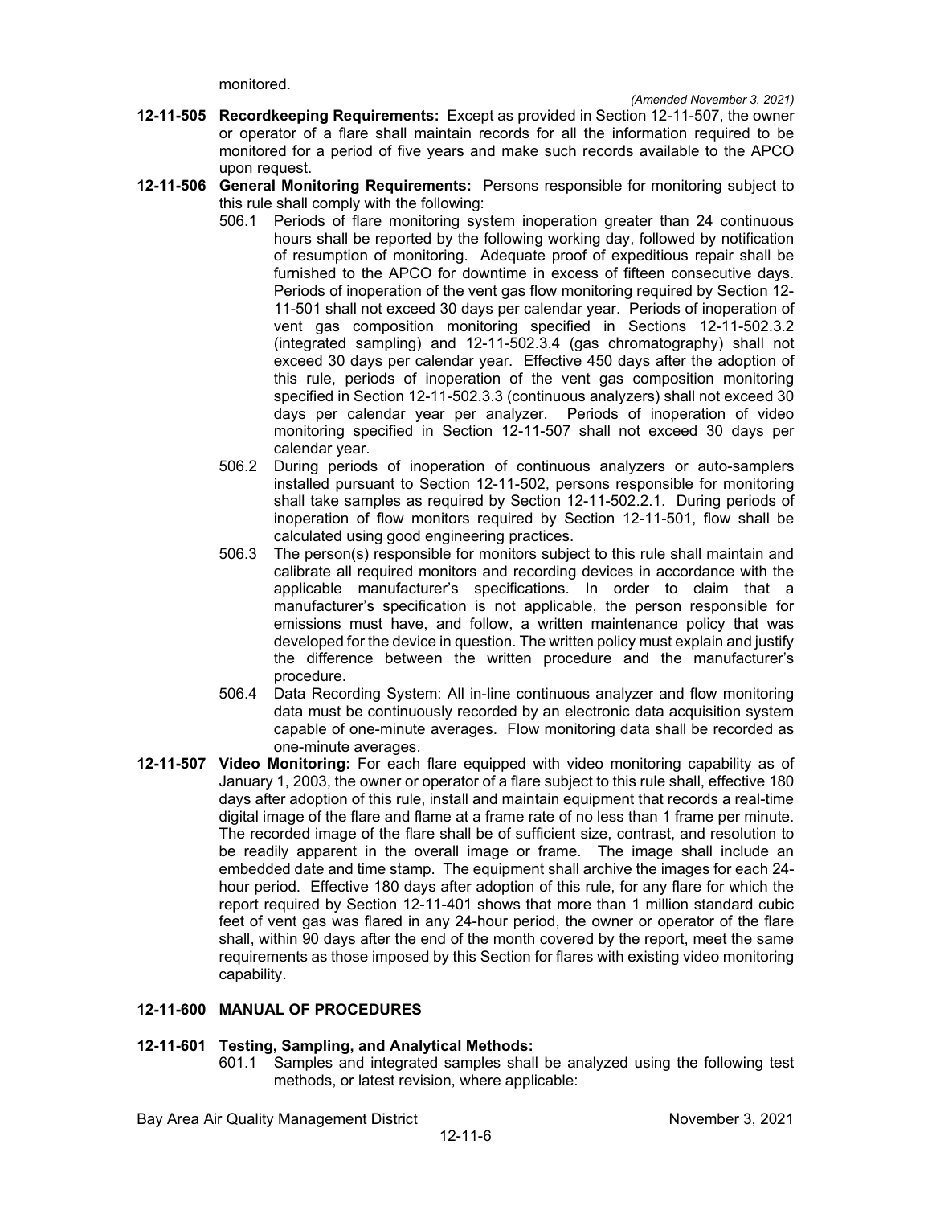monitored.

*(Amended November 3, 2021)*

**12-11-505 Recordkeeping Requirements:** Except as provided in Section 12-11-507, the owner or operator of a flare shall maintain records for all the information required to be monitored for a period of five years and make such records available to the APCO upon request.

**12-11-506 General Monitoring Requirements:** Persons responsible for monitoring subject to this rule shall comply with the following:

506.1 Periods of flare monitoring system inoperation greater than 24 continuous hours shall be reported by the following working day, followed by notification of resumption of monitoring. Adequate proof of expeditious repair shall be furnished to the APCO for downtime in excess of fifteen consecutive days. Periods of inoperation of the vent gas flow monitoring required by Section 12-11-501 shall not exceed 30 days per calendar year. Periods of inoperation of vent gas composition monitoring specified in Sections 12-11-502.3.2 (integrated sampling) and 12-11-502.3.4 (gas chromatography) shall not exceed 30 days per calendar year. Effective 450 days after the adoption of this rule, periods of inoperation of the vent gas composition monitoring specified in Section 12-11-502.3.3 (continuous analyzers) shall not exceed 30 days per calendar year per analyzer. Periods of inoperation of video monitoring specified in Section 12-11-507 shall not exceed 30 days per calendar year.

506.2 During periods of inoperation of continuous analyzers or auto-samplers installed pursuant to Section 12-11-502, persons responsible for monitoring shall take samples as required by Section 12-11-502.2.1. During periods of inoperation of flow monitors required by Section 12-11-501, flow shall be calculated using good engineering practices.

506.3 The person(s) responsible for monitors subject to this rule shall maintain and calibrate all required monitors and recording devices in accordance with the applicable manufacturer's specifications. In order to claim that a manufacturer's specification is not applicable, the person responsible for emissions must have, and follow, a written maintenance policy that was developed for the device in question. The written policy must explain and justify the difference between the written procedure and the manufacturer's procedure.

506.4 Data Recording System: All in-line continuous analyzer and flow monitoring data must be continuously recorded by an electronic data acquisition system capable of one-minute averages. Flow monitoring data shall be recorded as one-minute averages.

**12-11-507 Video Monitoring:** For each flare equipped with video monitoring capability as of January 1, 2003, the owner or operator of a flare subject to this rule shall, effective 180 days after adoption of this rule, install and maintain equipment that records a real-time digital image of the flare and flame at a frame rate of no less than 1 frame per minute. The recorded image of the flare shall be of sufficient size, contrast, and resolution to be readily apparent in the overall image or frame. The image shall include an embedded date and time stamp. The equipment shall archive the images for each 24-hour period. Effective 180 days after adoption of this rule, for any flare for which the report required by Section 12-11-401 shows that more than 1 million standard cubic feet of vent gas was flared in any 24-hour period, the owner or operator of the flare shall, within 90 days after the end of the month covered by the report, meet the same requirements as those imposed by this Section for flares with existing video monitoring capability.

## 12-11-600 MANUAL OF PROCEDURES

**12-11-601 Testing, Sampling, and Analytical Methods:**

601.1 Samples and integrated samples shall be analyzed using the following test methods, or latest revision, where applicable: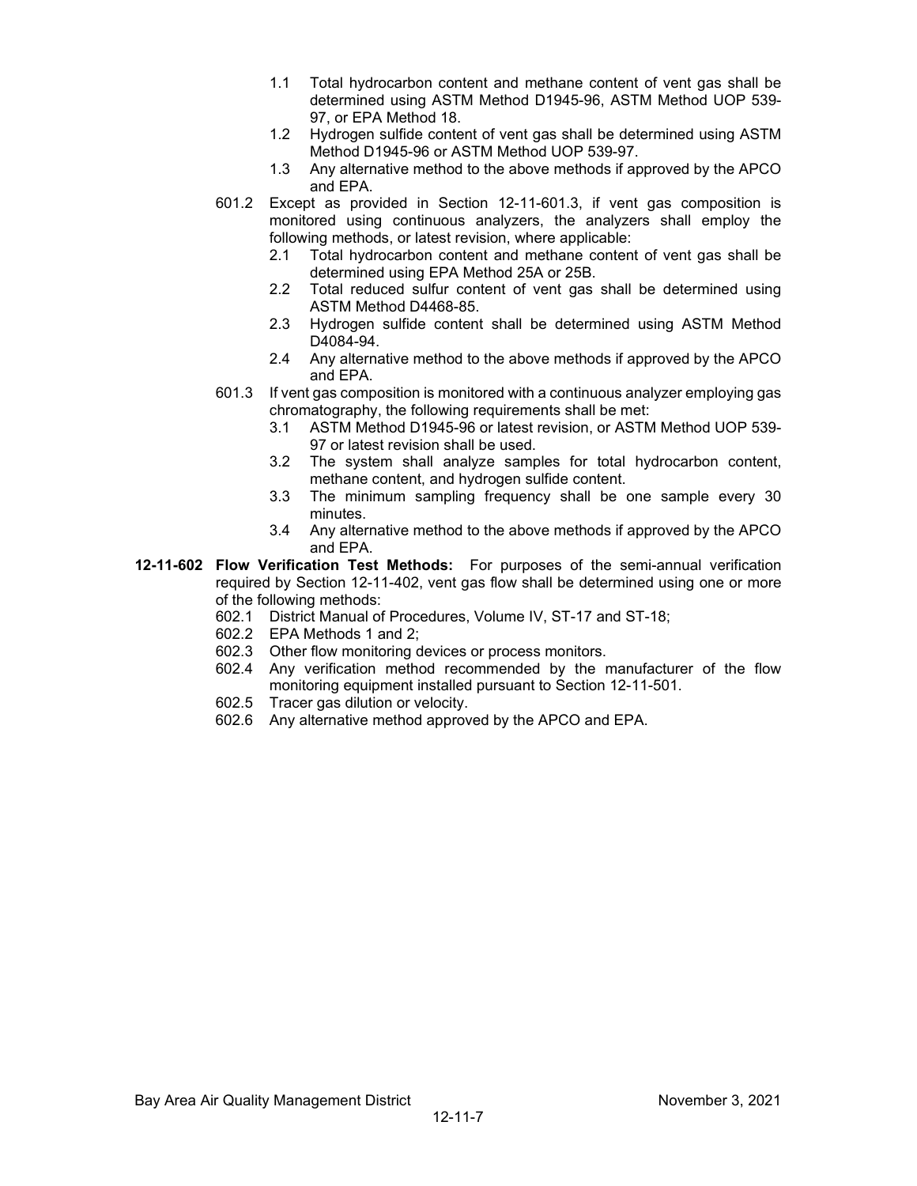1.1 Total hydrocarbon content and methane content of vent gas shall be determined using ASTM Method D1945-96, ASTM Method UOP 539-97, or EPA Method 18.

1.2 Hydrogen sulfide content of vent gas shall be determined using ASTM Method D1945-96 or ASTM Method UOP 539-97.

1.3 Any alternative method to the above methods if approved by the APCO and EPA.

601.2 Except as provided in Section 12-11-601.3, if vent gas composition is monitored using continuous analyzers, the analyzers shall employ the following methods, or latest revision, where applicable:

2.1 Total hydrocarbon content and methane content of vent gas shall be determined using EPA Method 25A or 25B.

2.2 Total reduced sulfur content of vent gas shall be determined using ASTM Method D4468-85.

2.3 Hydrogen sulfide content shall be determined using ASTM Method D4084-94.

2.4 Any alternative method to the above methods if approved by the APCO and EPA.

601.3 If vent gas composition is monitored with a continuous analyzer employing gas chromatography, the following requirements shall be met:

3.1 ASTM Method D1945-96 or latest revision, or ASTM Method UOP 539-97 or latest revision shall be used.

3.2 The system shall analyze samples for total hydrocarbon content, methane content, and hydrogen sulfide content.

3.3 The minimum sampling frequency shall be one sample every 30 minutes.

3.4 Any alternative method to the above methods if approved by the APCO and EPA.

**12-11-602 Flow Verification Test Methods:** For purposes of the semi-annual verification required by Section 12-11-402, vent gas flow shall be determined using one or more of the following methods:

602.1 District Manual of Procedures, Volume IV, ST-17 and ST-18;

602.2 EPA Methods 1 and 2;

602.3 Other flow monitoring devices or process monitors.

602.4 Any verification method recommended by the manufacturer of the flow monitoring equipment installed pursuant to Section 12-11-501.

602.5 Tracer gas dilution or velocity.

602.6 Any alternative method approved by the APCO and EPA.